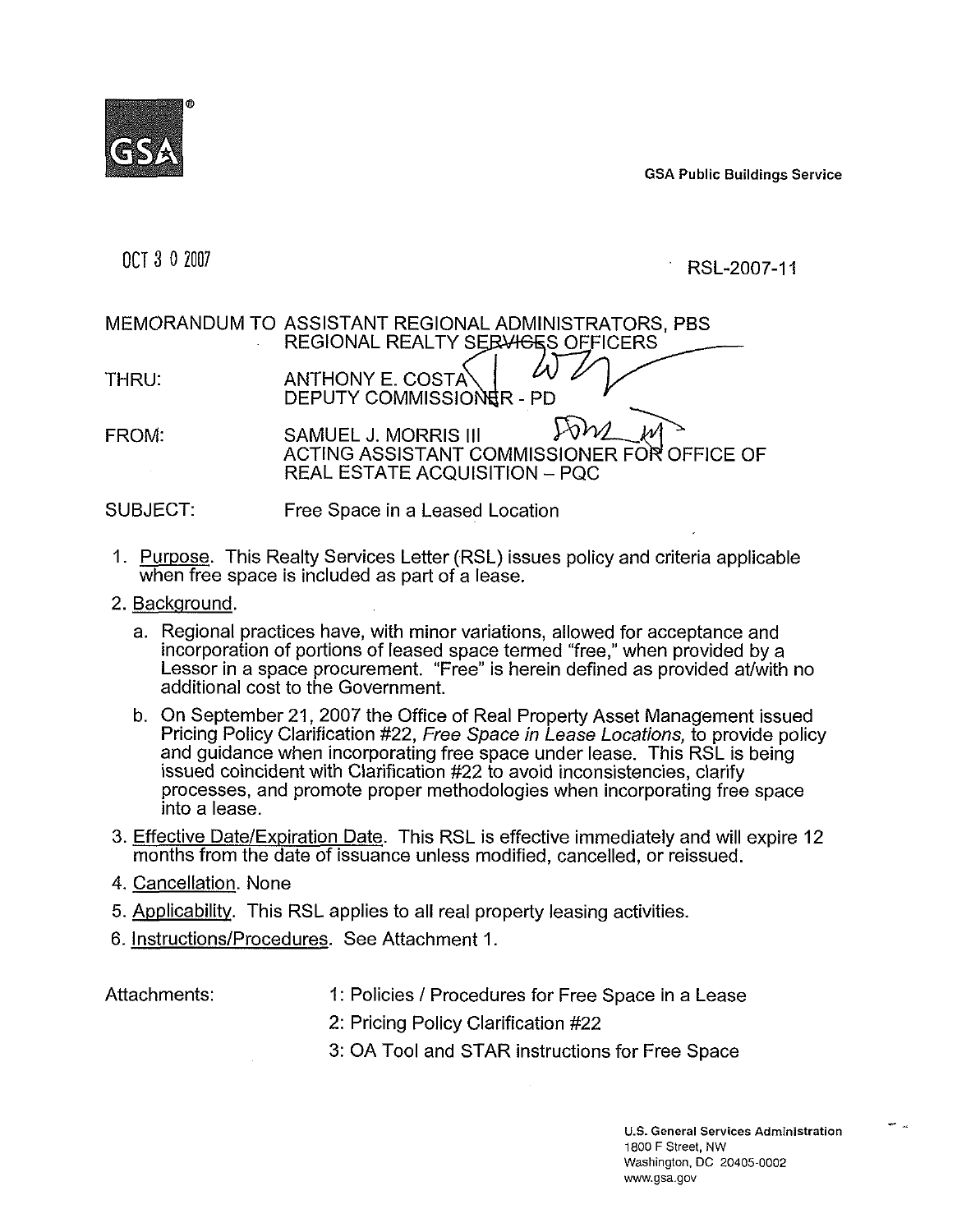GSA Public Buildings Service

OCT 3 0 2007

RSL-2007-11

MEMORANDUM TO ASSISTANT REGIONAL ADMINISTRATORS, PBS
REGIONAL REALTY SERVICES OFFICERS

THRU: ANTHONY E. COSTA
DEPUTY COMMISSIONER - PD

FROM: SAMUEL J. MORRIS III
ACTING ASSISTANT COMMISSIONER FOR OFFICE OF REAL ESTATE ACQUISITION – PQC

SUBJECT: Free Space in a Leased Location

1. Purpose. This Realty Services Letter (RSL) issues policy and criteria applicable when free space is included as part of a lease.

2. Background.

   a. Regional practices have, with minor variations, allowed for acceptance and incorporation of portions of leased space termed "free," when provided by a Lessor in a space procurement. "Free" is herein defined as provided at/with no additional cost to the Government.

   b. On September 21, 2007 the Office of Real Property Asset Management issued Pricing Policy Clarification #22, *Free Space in Lease Locations,* to provide policy and guidance when incorporating free space under lease. This RSL is being issued coincident with Clarification #22 to avoid inconsistencies, clarify processes, and promote proper methodologies when incorporating free space into a lease.

3. Effective Date/Expiration Date. This RSL is effective immediately and will expire 12 months from the date of issuance unless modified, cancelled, or reissued.

4. Cancellation. None

5. Applicability. This RSL applies to all real property leasing activities.

6. Instructions/Procedures. See Attachment 1.

Attachments:

1: Policies / Procedures for Free Space in a Lease

2: Pricing Policy Clarification #22

3: OA Tool and STAR instructions for Free Space

U.S. General Services Administration
1800 F Street, NW
Washington, DC 20405-0002
www.gsa.gov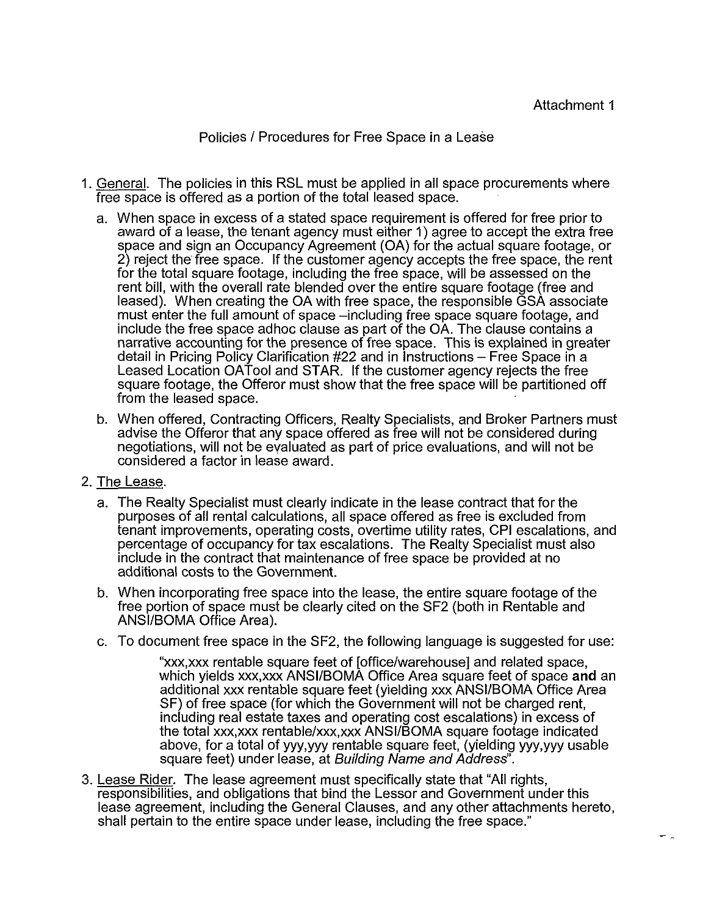Attachment 1

# Policies / Procedures for Free Space in a Lease

1. General. The policies in this RSL must be applied in all space procurements where free space is offered as a portion of the total leased space.

   a. When space in excess of a stated space requirement is offered for free prior to award of a lease, the tenant agency must either 1) agree to accept the extra free space and sign an Occupancy Agreement (OA) for the actual square footage, or 2) reject the free space. If the customer agency accepts the free space, the rent for the total square footage, including the free space, will be assessed on the rent bill, with the overall rate blended over the entire square footage (free and leased). When creating the OA with free space, the responsible GSA associate must enter the full amount of space –including free space square footage, and include the free space adhoc clause as part of the OA. The clause contains a narrative accounting for the presence of free space. This is explained in greater detail in Pricing Policy Clarification #22 and in Instructions – Free Space in a Leased Location OATool and STAR. If the customer agency rejects the free square footage, the Offeror must show that the free space will be partitioned off from the leased space.

   b. When offered, Contracting Officers, Realty Specialists, and Broker Partners must advise the Offeror that any space offered as free will not be considered during negotiations, will not be evaluated as part of price evaluations, and will not be considered a factor in lease award.

2. The Lease.

   a. The Realty Specialist must clearly indicate in the lease contract that for the purposes of all rental calculations, all space offered as free is excluded from tenant improvements, operating costs, overtime utility rates, CPI escalations, and percentage of occupancy for tax escalations. The Realty Specialist must also include in the contract that maintenance of free space be provided at no additional costs to the Government.

   b. When incorporating free space into the lease, the entire square footage of the free portion of space must be clearly cited on the SF2 (both in Rentable and ANSI/BOMA Office Area).

   c. To document free space in the SF2, the following language is suggested for use:

      > "xxx,xxx rentable square feet of [office/warehouse] and related space, which yields xxx,xxx ANSI/BOMA Office Area square feet of space **and** an additional xxx rentable square feet (yielding xxx ANSI/BOMA Office Area SF) of free space (for which the Government will not be charged rent, including real estate taxes and operating cost escalations) in excess of the total xxx,xxx rentable/xxx,xxx ANSI/BOMA square footage indicated above, for a total of yyy,yyy rentable square feet, (yielding yyy,yyy usable square feet) under lease, at *Building Name and Address*".

3. Lease Rider. The lease agreement must specifically state that "All rights, responsibilities, and obligations that bind the Lessor and Government under this lease agreement, including the General Clauses, and any other attachments hereto, shall pertain to the entire space under lease, including the free space."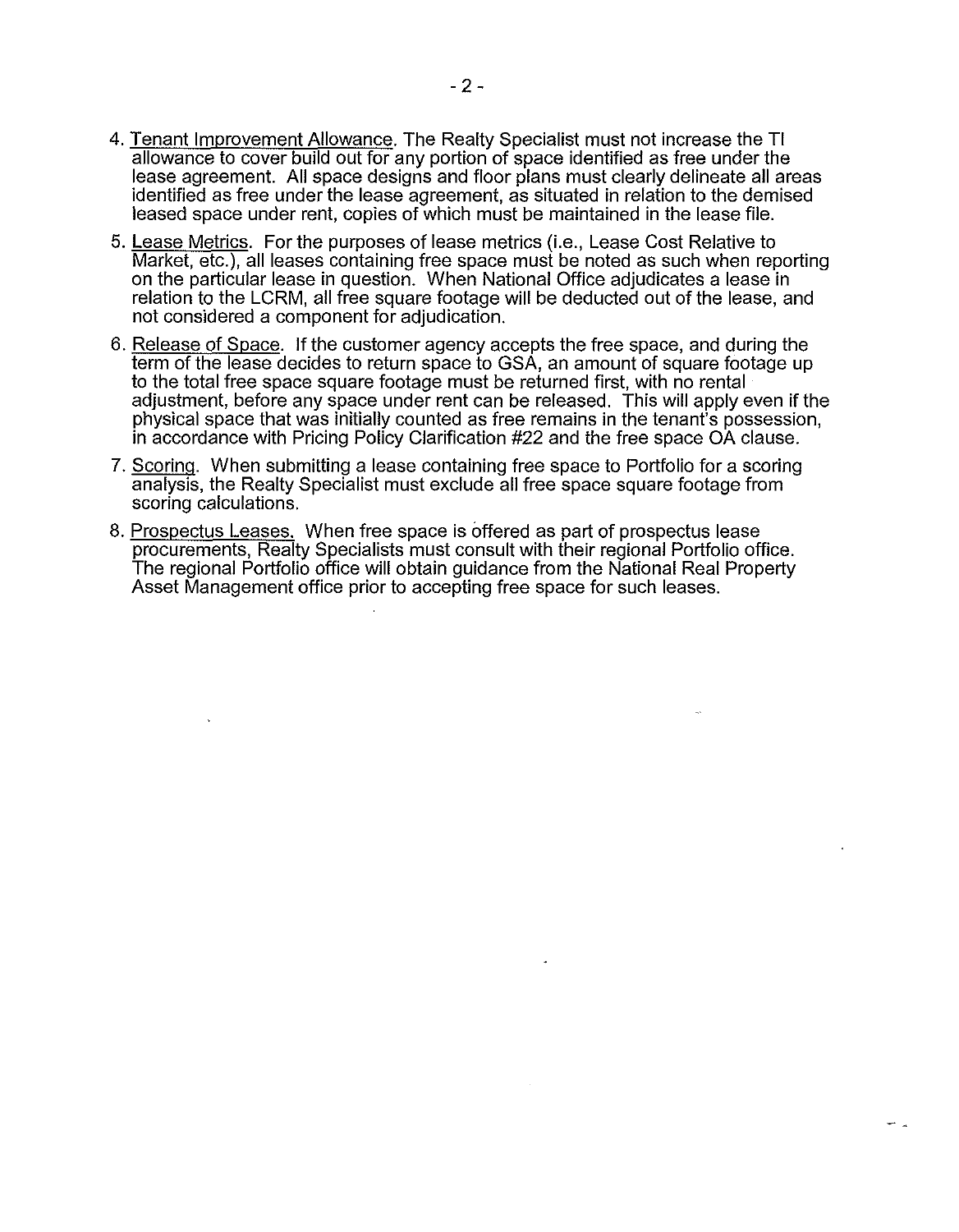4. Tenant Improvement Allowance. The Realty Specialist must not increase the TI allowance to cover build out for any portion of space identified as free under the lease agreement. All space designs and floor plans must clearly delineate all areas identified as free under the lease agreement, as situated in relation to the demised leased space under rent, copies of which must be maintained in the lease file.

5. Lease Metrics. For the purposes of lease metrics (i.e., Lease Cost Relative to Market, etc.), all leases containing free space must be noted as such when reporting on the particular lease in question. When National Office adjudicates a lease in relation to the LCRM, all free square footage will be deducted out of the lease, and not considered a component for adjudication.

6. Release of Space. If the customer agency accepts the free space, and during the term of the lease decides to return space to GSA, an amount of square footage up to the total free space square footage must be returned first, with no rental adjustment, before any space under rent can be released. This will apply even if the physical space that was initially counted as free remains in the tenant's possession, in accordance with Pricing Policy Clarification #22 and the free space OA clause.

7. Scoring. When submitting a lease containing free space to Portfolio for a scoring analysis, the Realty Specialist must exclude all free space square footage from scoring calculations.

8. Prospectus Leases. When free space is offered as part of prospectus lease procurements, Realty Specialists must consult with their regional Portfolio office. The regional Portfolio office will obtain guidance from the National Real Property Asset Management office prior to accepting free space for such leases.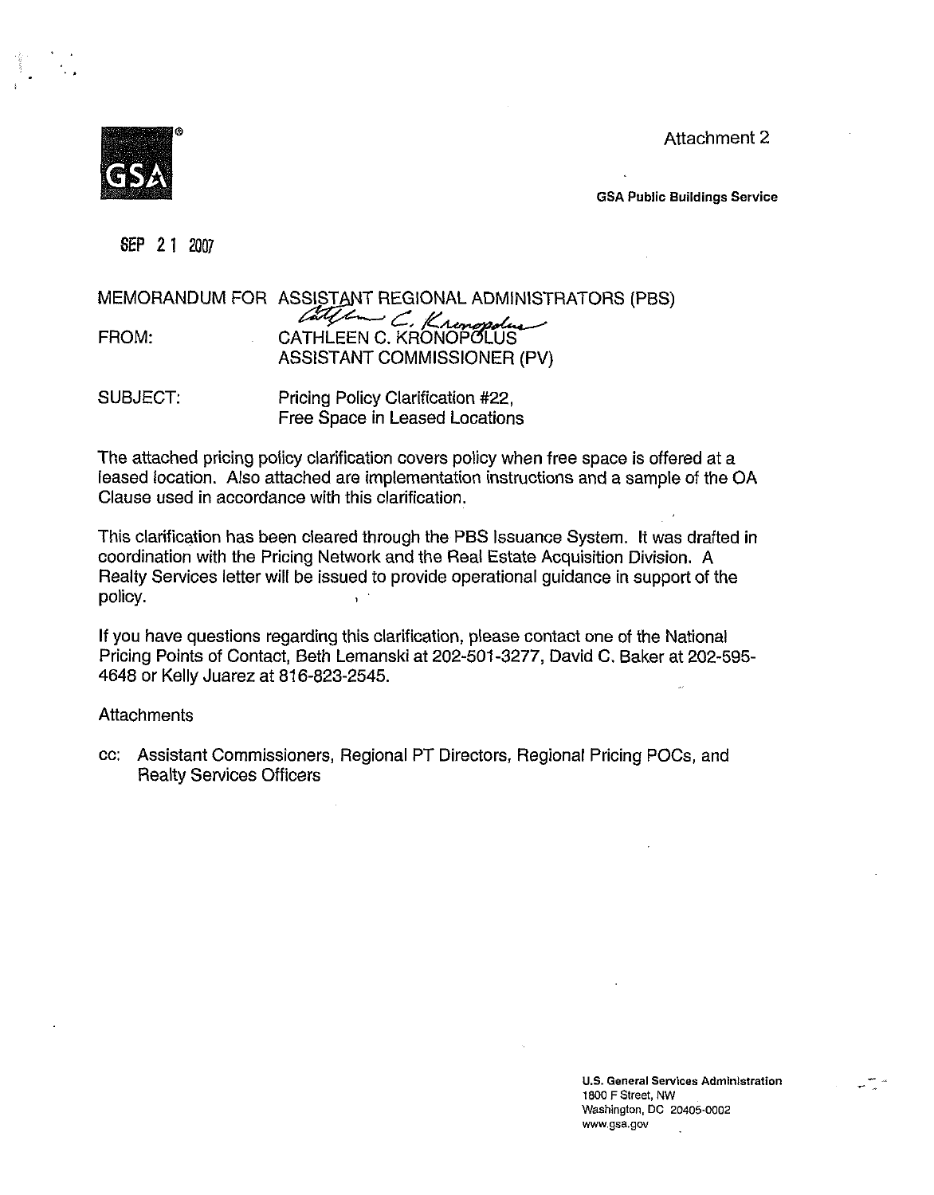Attachment 2

GSA Public Buildings Service

SEP 21 2007

MEMORANDUM FOR ASSISTANT REGIONAL ADMINISTRATORS (PBS)

FROM: CATHLEEN C. KRONOPOLUS
ASSISTANT COMMISSIONER (PV)

SUBJECT: Pricing Policy Clarification #22,
Free Space in Leased Locations

The attached pricing policy clarification covers policy when free space is offered at a leased location. Also attached are implementation instructions and a sample of the OA Clause used in accordance with this clarification.

This clarification has been cleared through the PBS Issuance System. It was drafted in coordination with the Pricing Network and the Real Estate Acquisition Division. A Realty Services letter will be issued to provide operational guidance in support of the policy.

If you have questions regarding this clarification, please contact one of the National Pricing Points of Contact, Beth Lemanski at 202-501-3277, David C. Baker at 202-595-4648 or Kelly Juarez at 816-823-2545.

Attachments

cc: Assistant Commissioners, Regional PT Directors, Regional Pricing POCs, and Realty Services Officers

U.S. General Services Administration
1800 F Street, NW
Washington, DC 20405-0002
www.gsa.gov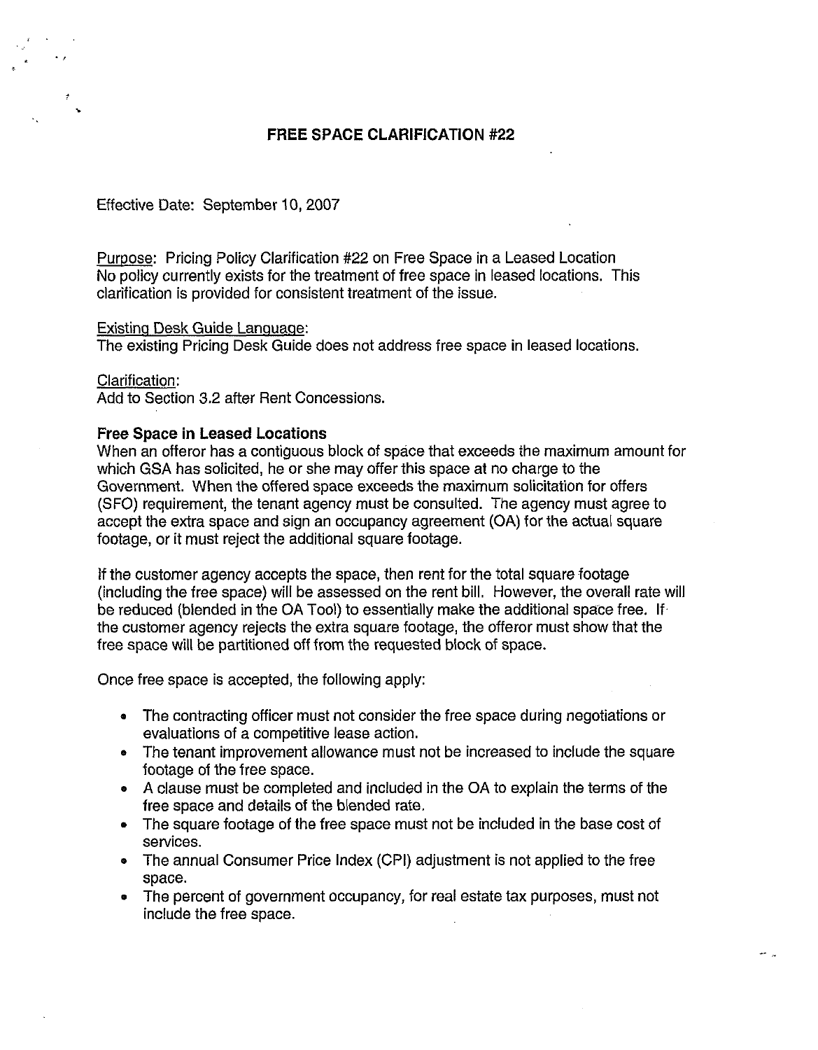## FREE SPACE CLARIFICATION #22

Effective Date: September 10, 2007

Purpose: Pricing Policy Clarification #22 on Free Space in a Leased Location
No policy currently exists for the treatment of free space in leased locations. This clarification is provided for consistent treatment of the issue.

Existing Desk Guide Language:
The existing Pricing Desk Guide does not address free space in leased locations.

Clarification:
Add to Section 3.2 after Rent Concessions.

**Free Space in Leased Locations**
When an offeror has a contiguous block of space that exceeds the maximum amount for which GSA has solicited, he or she may offer this space at no charge to the Government. When the offered space exceeds the maximum solicitation for offers (SFO) requirement, the tenant agency must be consulted. The agency must agree to accept the extra space and sign an occupancy agreement (OA) for the actual square footage, or it must reject the additional square footage.

If the customer agency accepts the space, then rent for the total square footage (including the free space) will be assessed on the rent bill. However, the overall rate will be reduced (blended in the OA Tool) to essentially make the additional space free. If the customer agency rejects the extra square footage, the offeror must show that the free space will be partitioned off from the requested block of space.

Once free space is accepted, the following apply:

- The contracting officer must not consider the free space during negotiations or evaluations of a competitive lease action.
- The tenant improvement allowance must not be increased to include the square footage of the free space.
- A clause must be completed and included in the OA to explain the terms of the free space and details of the blended rate.
- The square footage of the free space must not be included in the base cost of services.
- The annual Consumer Price Index (CPI) adjustment is not applied to the free space.
- The percent of government occupancy, for real estate tax purposes, must not include the free space.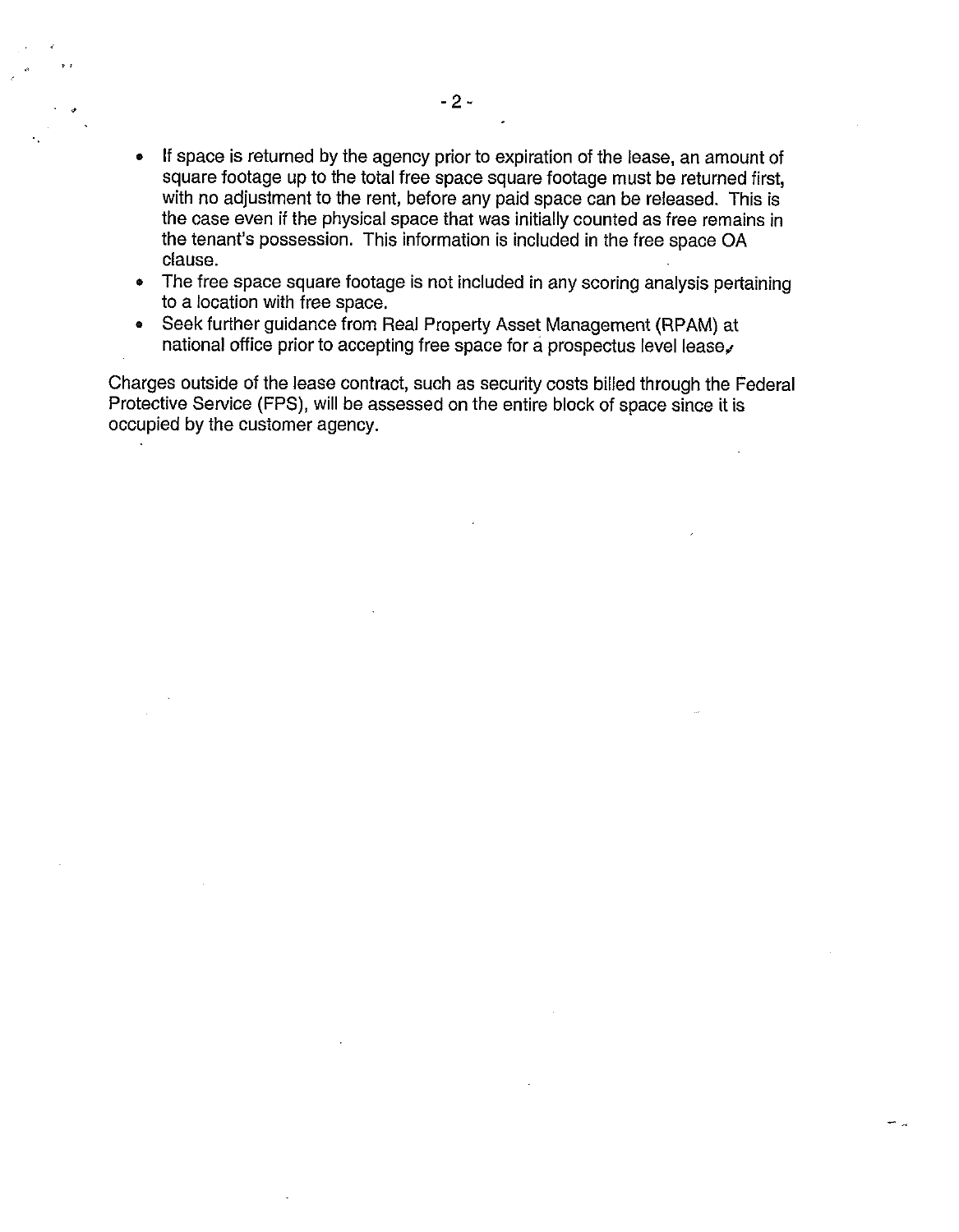- If space is returned by the agency prior to expiration of the lease, an amount of square footage up to the total free space square footage must be returned first, with no adjustment to the rent, before any paid space can be released. This is the case even if the physical space that was initially counted as free remains in the tenant's possession. This information is included in the free space OA clause.
- The free space square footage is not included in any scoring analysis pertaining to a location with free space.
- Seek further guidance from Real Property Asset Management (RPAM) at national office prior to accepting free space for a prospectus level lease.

Charges outside of the lease contract, such as security costs billed through the Federal Protective Service (FPS), will be assessed on the entire block of space since it is occupied by the customer agency.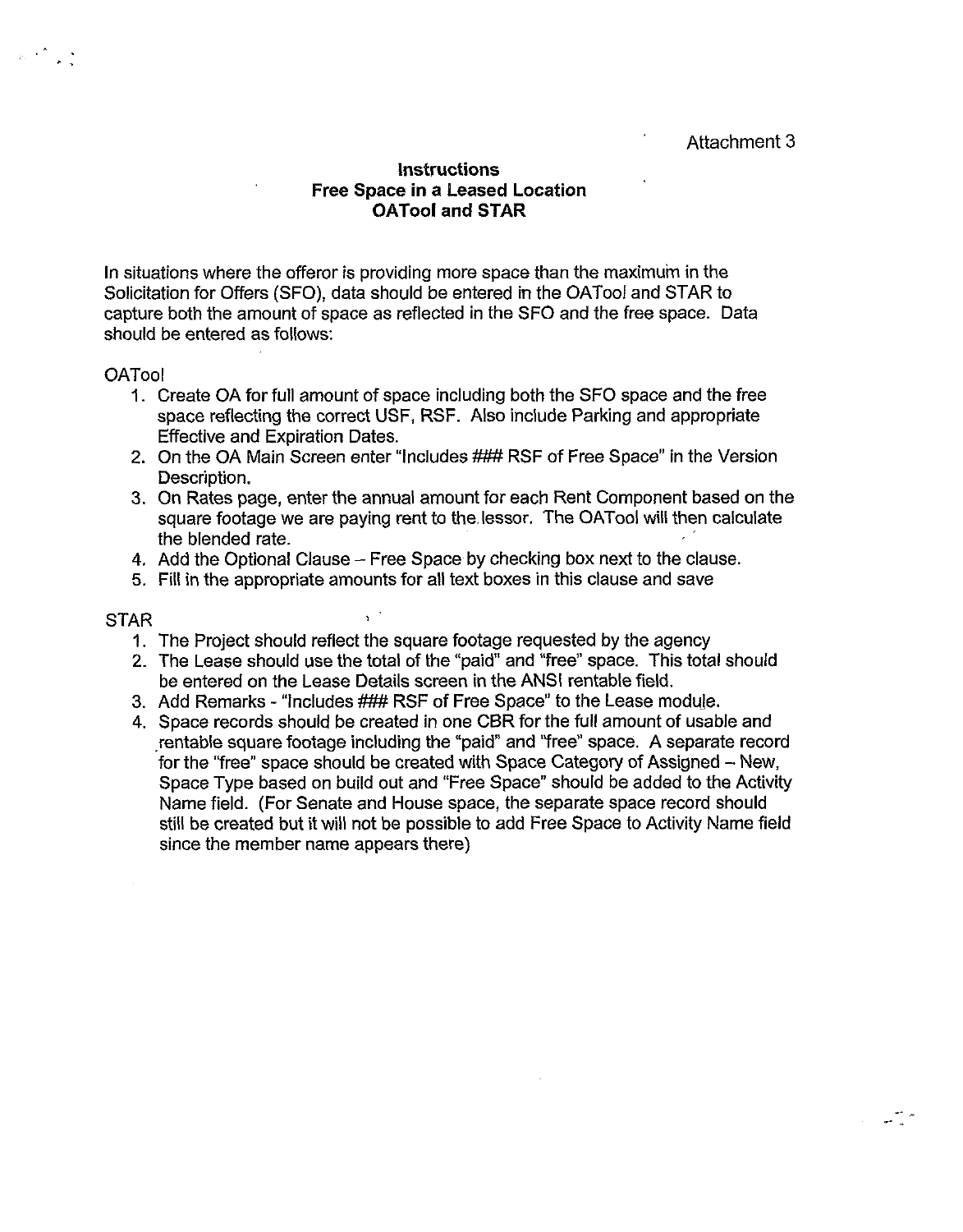Attachment 3

**Instructions**
**Free Space in a Leased Location**
**OATool and STAR**

In situations where the offeror is providing more space than the maximum in the Solicitation for Offers (SFO), data should be entered in the OATool and STAR to capture both the amount of space as reflected in the SFO and the free space. Data should be entered as follows:

OATool

1. Create OA for full amount of space including both the SFO space and the free space reflecting the correct USF, RSF. Also include Parking and appropriate Effective and Expiration Dates.
2. On the OA Main Screen enter "Includes ### RSF of Free Space" in the Version Description.
3. On Rates page, enter the annual amount for each Rent Component based on the square footage we are paying rent to the lessor. The OATool will then calculate the blended rate.
4. Add the Optional Clause – Free Space by checking box next to the clause.
5. Fill in the appropriate amounts for all text boxes in this clause and save

STAR

1. The Project should reflect the square footage requested by the agency
2. The Lease should use the total of the "paid" and "free" space. This total should be entered on the Lease Details screen in the ANSI rentable field.
3. Add Remarks - "Includes ### RSF of Free Space" to the Lease module.
4. Space records should be created in one CBR for the full amount of usable and rentable square footage including the "paid" and "free" space. A separate record for the "free" space should be created with Space Category of Assigned – New, Space Type based on build out and "Free Space" should be added to the Activity Name field. (For Senate and House space, the separate space record should still be created but it will not be possible to add Free Space to Activity Name field since the member name appears there)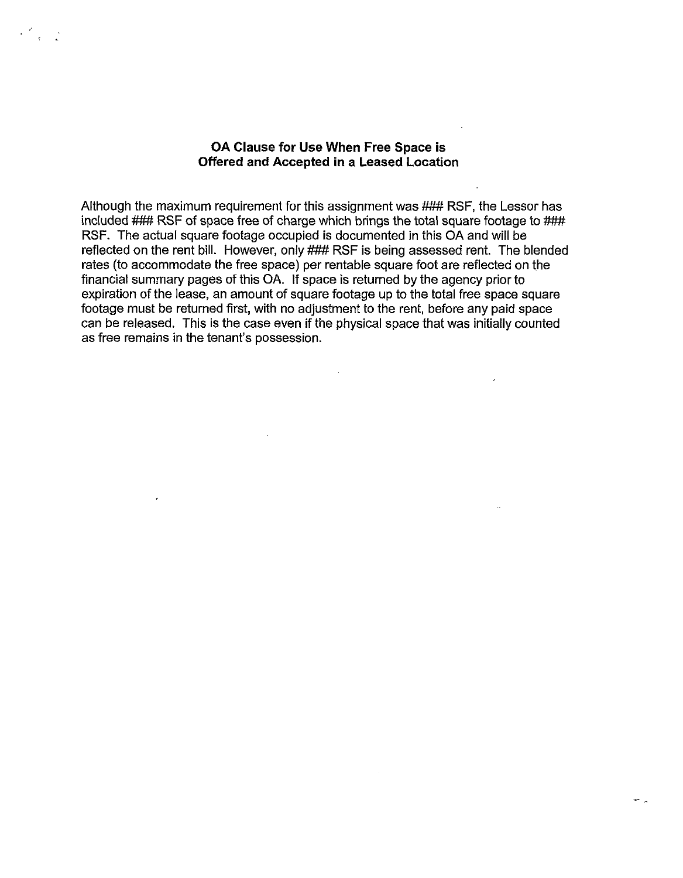**OA Clause for Use When Free Space is Offered and Accepted in a Leased Location**

Although the maximum requirement for this assignment was ### RSF, the Lessor has included ### RSF of space free of charge which brings the total square footage to ### RSF. The actual square footage occupied is documented in this OA and will be reflected on the rent bill. However, only ### RSF is being assessed rent. The blended rates (to accommodate the free space) per rentable square foot are reflected on the financial summary pages of this OA. If space is returned by the agency prior to expiration of the lease, an amount of square footage up to the total free space square footage must be returned first, with no adjustment to the rent, before any paid space can be released. This is the case even if the physical space that was initially counted as free remains in the tenant's possession.